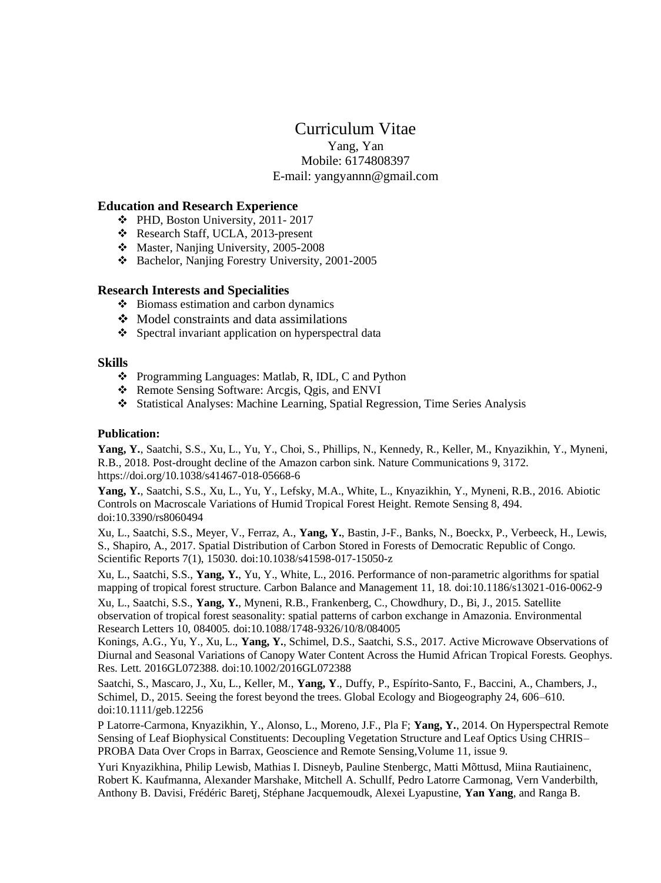# Curriculum Vitae

Yang, Yan
Mobile: 6174808397
E-mail: yangyannn@gmail.com

### Education and Research Experience

- PHD, Boston University, 2011- 2017
- Research Staff, UCLA, 2013-present
- Master, Nanjing University, 2005-2008
- Bachelor, Nanjing Forestry University, 2001-2005

### Research Interests and Specialities

- Biomass estimation and carbon dynamics
- Model constraints and data assimilations
- Spectral invariant application on hyperspectral data

### Skills

- Programming Languages: Matlab, R, IDL, C and Python
- Remote Sensing Software: Arcgis, Qgis, and ENVI
- Statistical Analyses: Machine Learning, Spatial Regression, Time Series Analysis

### Publication:

**Yang, Y.**, Saatchi, S.S., Xu, L., Yu, Y., Choi, S., Phillips, N., Kennedy, R., Keller, M., Knyazikhin, Y., Myneni, R.B., 2018. Post-drought decline of the Amazon carbon sink. Nature Communications 9, 3172. https://doi.org/10.1038/s41467-018-05668-6

**Yang, Y.**, Saatchi, S.S., Xu, L., Yu, Y., Lefsky, M.A., White, L., Knyazikhin, Y., Myneni, R.B., 2016. Abiotic Controls on Macroscale Variations of Humid Tropical Forest Height. Remote Sensing 8, 494. doi:10.3390/rs8060494

Xu, L., Saatchi, S.S., Meyer, V., Ferraz, A., **Yang, Y.**, Bastin, J-F., Banks, N., Boeckx, P., Verbeeck, H., Lewis, S., Shapiro, A., 2017. Spatial Distribution of Carbon Stored in Forests of Democratic Republic of Congo. Scientific Reports 7(1), 15030. doi:10.1038/s41598-017-15050-z

Xu, L., Saatchi, S.S., **Yang, Y.**, Yu, Y., White, L., 2016. Performance of non-parametric algorithms for spatial mapping of tropical forest structure. Carbon Balance and Management 11, 18. doi:10.1186/s13021-016-0062-9

Xu, L., Saatchi, S.S., **Yang, Y.**, Myneni, R.B., Frankenberg, C., Chowdhury, D., Bi, J., 2015. Satellite observation of tropical forest seasonality: spatial patterns of carbon exchange in Amazonia. Environmental Research Letters 10, 084005. doi:10.1088/1748-9326/10/8/084005

Konings, A.G., Yu, Y., Xu, L., **Yang, Y.**, Schimel, D.S., Saatchi, S.S., 2017. Active Microwave Observations of Diurnal and Seasonal Variations of Canopy Water Content Across the Humid African Tropical Forests. Geophys. Res. Lett. 2016GL072388. doi:10.1002/2016GL072388

Saatchi, S., Mascaro, J., Xu, L., Keller, M., **Yang, Y**., Duffy, P., Espírito-Santo, F., Baccini, A., Chambers, J., Schimel, D., 2015. Seeing the forest beyond the trees. Global Ecology and Biogeography 24, 606–610. doi:10.1111/geb.12256

P Latorre-Carmona, Knyazikhin, Y., Alonso, L., Moreno, J.F., Pla F; **Yang, Y.**, 2014. On Hyperspectral Remote Sensing of Leaf Biophysical Constituents: Decoupling Vegetation Structure and Leaf Optics Using CHRIS–PROBA Data Over Crops in Barrax, Geoscience and Remote Sensing,Volume 11, issue 9.

Yuri Knyazikhina, Philip Lewisb, Mathias I. Disneyb, Pauline Stenbergc, Matti Mõttusd, Miina Rautiainenc, Robert K. Kaufmanna, Alexander Marshake, Mitchell A. Schullf, Pedro Latorre Carmonag, Vern Vanderbilth, Anthony B. Davisi, Frédéric Baretj, Stéphane Jacquemoudk, Alexei Lyapustine, **Yan Yang**, and Ranga B.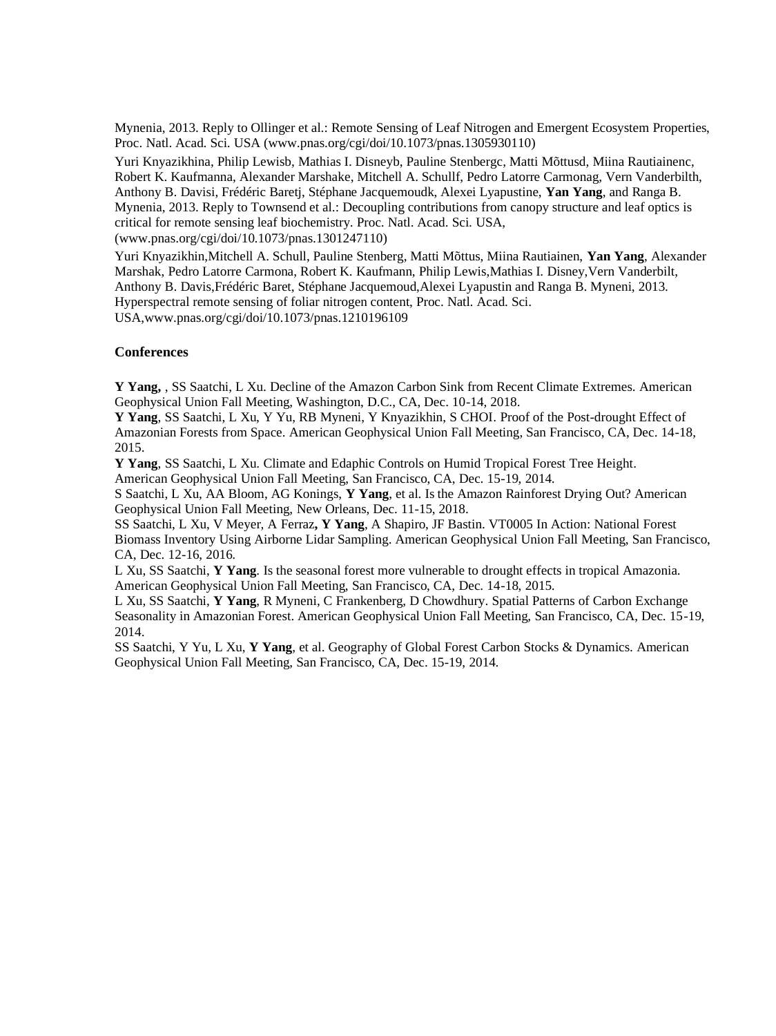Mynenia, 2013. Reply to Ollinger et al.: Remote Sensing of Leaf Nitrogen and Emergent Ecosystem Properties, Proc. Natl. Acad. Sci. USA (www.pnas.org/cgi/doi/10.1073/pnas.1305930110)

Yuri Knyazikhina, Philip Lewisb, Mathias I. Disneyb, Pauline Stenbergc, Matti Mõttusd, Miina Rautiainenc, Robert K. Kaufmanna, Alexander Marshake, Mitchell A. Schullf, Pedro Latorre Carmonag, Vern Vanderbilth, Anthony B. Davisi, Frédéric Baretj, Stéphane Jacquemoudk, Alexei Lyapustine, **Yan Yang**, and Ranga B. Mynenia, 2013. Reply to Townsend et al.: Decoupling contributions from canopy structure and leaf optics is critical for remote sensing leaf biochemistry. Proc. Natl. Acad. Sci. USA, (www.pnas.org/cgi/doi/10.1073/pnas.1301247110)

Yuri Knyazikhin,Mitchell A. Schull, Pauline Stenberg, Matti Mõttus, Miina Rautiainen, **Yan Yang**, Alexander Marshak, Pedro Latorre Carmona, Robert K. Kaufmann, Philip Lewis,Mathias I. Disney,Vern Vanderbilt, Anthony B. Davis,Frédéric Baret, Stéphane Jacquemoud,Alexei Lyapustin and Ranga B. Myneni, 2013. Hyperspectral remote sensing of foliar nitrogen content, Proc. Natl. Acad. Sci. USA,www.pnas.org/cgi/doi/10.1073/pnas.1210196109

## Conferences

**Y Yang,** , SS Saatchi, L Xu. Decline of the Amazon Carbon Sink from Recent Climate Extremes. American Geophysical Union Fall Meeting, Washington, D.C., CA, Dec. 10-14, 2018.

**Y Yang**, SS Saatchi, L Xu, Y Yu, RB Myneni, Y Knyazikhin, S CHOI. Proof of the Post-drought Effect of Amazonian Forests from Space. American Geophysical Union Fall Meeting, San Francisco, CA, Dec. 14-18, 2015.

**Y Yang**, SS Saatchi, L Xu. Climate and Edaphic Controls on Humid Tropical Forest Tree Height. American Geophysical Union Fall Meeting, San Francisco, CA, Dec. 15-19, 2014.

S Saatchi, L Xu, AA Bloom, AG Konings, **Y Yang**, et al. Is the Amazon Rainforest Drying Out? American Geophysical Union Fall Meeting, New Orleans, Dec. 11-15, 2018.

SS Saatchi, L Xu, V Meyer, A Ferraz**, Y Yang**, A Shapiro, JF Bastin. VT0005 In Action: National Forest Biomass Inventory Using Airborne Lidar Sampling. American Geophysical Union Fall Meeting, San Francisco, CA, Dec. 12-16, 2016.

L Xu, SS Saatchi, **Y Yang**. Is the seasonal forest more vulnerable to drought effects in tropical Amazonia. American Geophysical Union Fall Meeting, San Francisco, CA, Dec. 14-18, 2015.

L Xu, SS Saatchi, **Y Yang**, R Myneni, C Frankenberg, D Chowdhury. Spatial Patterns of Carbon Exchange Seasonality in Amazonian Forest. American Geophysical Union Fall Meeting, San Francisco, CA, Dec. 15-19, 2014.

SS Saatchi, Y Yu, L Xu, **Y Yang**, et al. Geography of Global Forest Carbon Stocks & Dynamics. American Geophysical Union Fall Meeting, San Francisco, CA, Dec. 15-19, 2014.